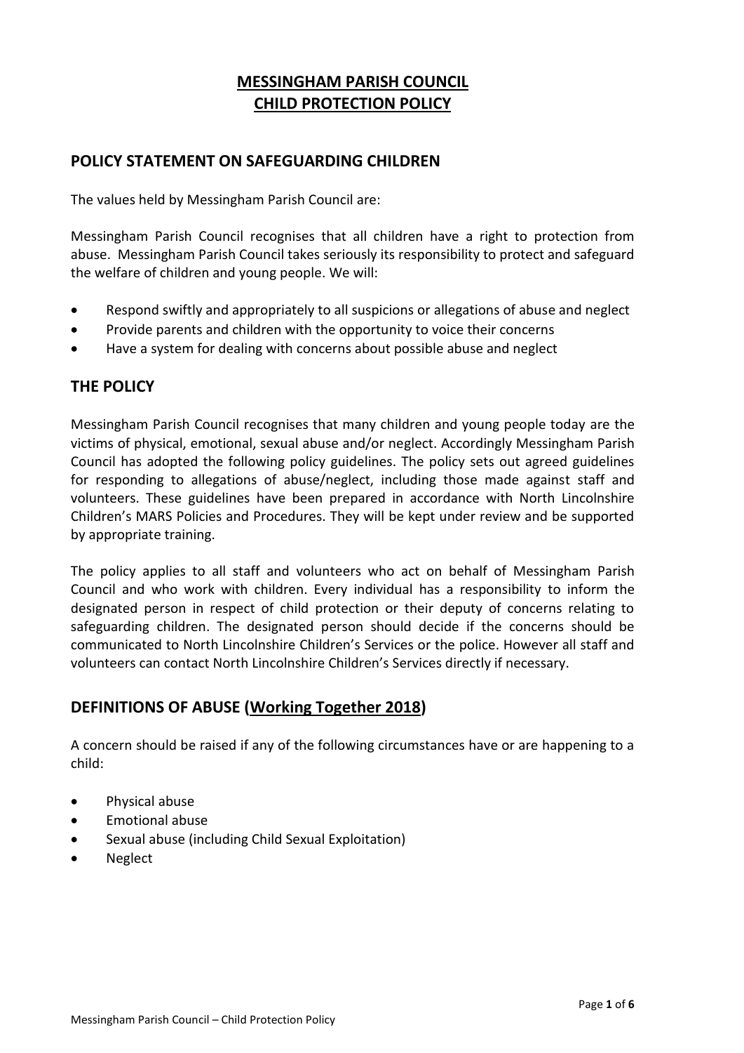# MESSINGHAM PARISH COUNCIL
# CHILD PROTECTION POLICY

## POLICY STATEMENT ON SAFEGUARDING CHILDREN

The values held by Messingham Parish Council are:

Messingham Parish Council recognises that all children have a right to protection from abuse. Messingham Parish Council takes seriously its responsibility to protect and safeguard the welfare of children and young people. We will:

- Respond swiftly and appropriately to all suspicions or allegations of abuse and neglect
- Provide parents and children with the opportunity to voice their concerns
- Have a system for dealing with concerns about possible abuse and neglect

## THE POLICY

Messingham Parish Council recognises that many children and young people today are the victims of physical, emotional, sexual abuse and/or neglect. Accordingly Messingham Parish Council has adopted the following policy guidelines. The policy sets out agreed guidelines for responding to allegations of abuse/neglect, including those made against staff and volunteers. These guidelines have been prepared in accordance with North Lincolnshire Children's MARS Policies and Procedures. They will be kept under review and be supported by appropriate training.

The policy applies to all staff and volunteers who act on behalf of Messingham Parish Council and who work with children. Every individual has a responsibility to inform the designated person in respect of child protection or their deputy of concerns relating to safeguarding children. The designated person should decide if the concerns should be communicated to North Lincolnshire Children's Services or the police. However all staff and volunteers can contact North Lincolnshire Children's Services directly if necessary.

## DEFINITIONS OF ABUSE (Working Together 2018)

A concern should be raised if any of the following circumstances have or are happening to a child:

- Physical abuse
- Emotional abuse
- Sexual abuse (including Child Sexual Exploitation)
- Neglect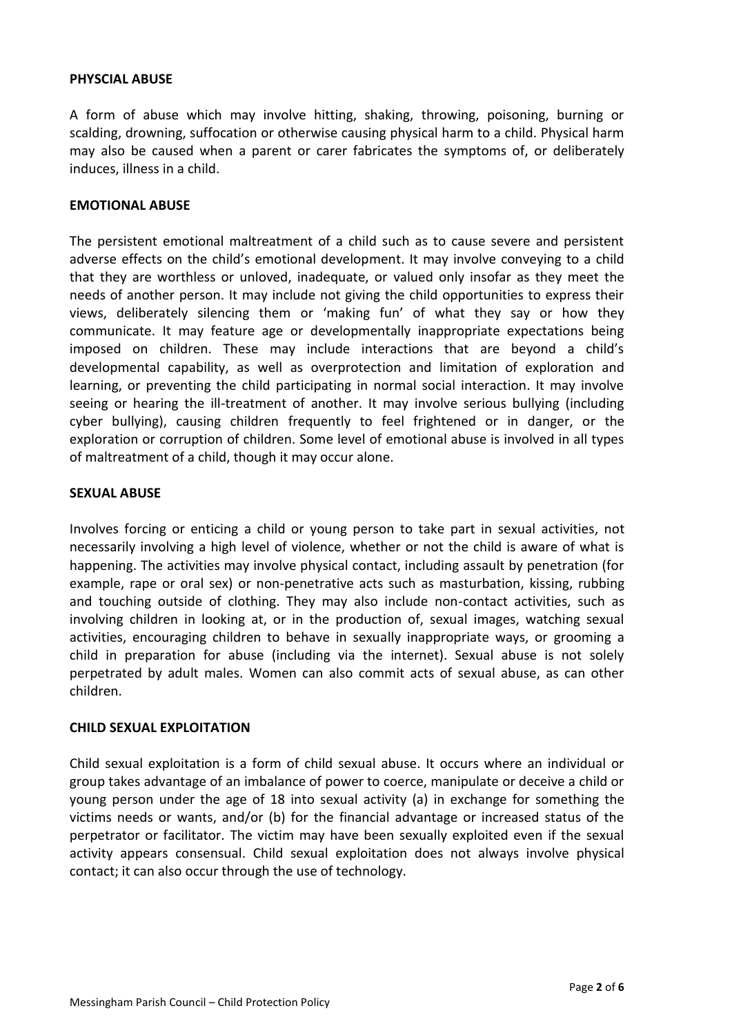## PHYSCIAL ABUSE

A form of abuse which may involve hitting, shaking, throwing, poisoning, burning or scalding, drowning, suffocation or otherwise causing physical harm to a child. Physical harm may also be caused when a parent or carer fabricates the symptoms of, or deliberately induces, illness in a child.

## EMOTIONAL ABUSE

The persistent emotional maltreatment of a child such as to cause severe and persistent adverse effects on the child's emotional development. It may involve conveying to a child that they are worthless or unloved, inadequate, or valued only insofar as they meet the needs of another person. It may include not giving the child opportunities to express their views, deliberately silencing them or 'making fun' of what they say or how they communicate. It may feature age or developmentally inappropriate expectations being imposed on children. These may include interactions that are beyond a child's developmental capability, as well as overprotection and limitation of exploration and learning, or preventing the child participating in normal social interaction. It may involve seeing or hearing the ill-treatment of another. It may involve serious bullying (including cyber bullying), causing children frequently to feel frightened or in danger, or the exploration or corruption of children. Some level of emotional abuse is involved in all types of maltreatment of a child, though it may occur alone.

## SEXUAL ABUSE

Involves forcing or enticing a child or young person to take part in sexual activities, not necessarily involving a high level of violence, whether or not the child is aware of what is happening. The activities may involve physical contact, including assault by penetration (for example, rape or oral sex) or non-penetrative acts such as masturbation, kissing, rubbing and touching outside of clothing. They may also include non-contact activities, such as involving children in looking at, or in the production of, sexual images, watching sexual activities, encouraging children to behave in sexually inappropriate ways, or grooming a child in preparation for abuse (including via the internet). Sexual abuse is not solely perpetrated by adult males. Women can also commit acts of sexual abuse, as can other children.

## CHILD SEXUAL EXPLOITATION

Child sexual exploitation is a form of child sexual abuse. It occurs where an individual or group takes advantage of an imbalance of power to coerce, manipulate or deceive a child or young person under the age of 18 into sexual activity (a) in exchange for something the victims needs or wants, and/or (b) for the financial advantage or increased status of the perpetrator or facilitator. The victim may have been sexually exploited even if the sexual activity appears consensual. Child sexual exploitation does not always involve physical contact; it can also occur through the use of technology.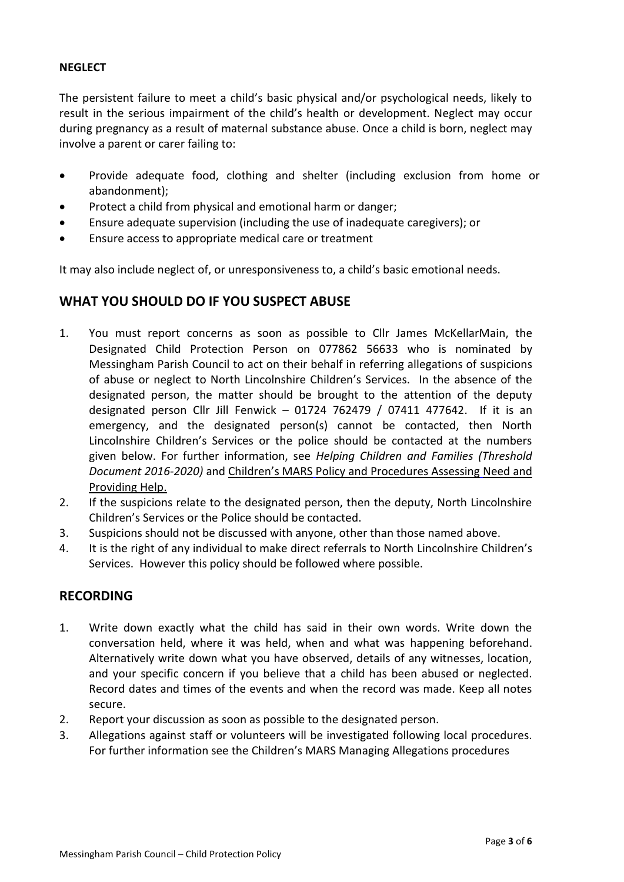**NEGLECT**

The persistent failure to meet a child's basic physical and/or psychological needs, likely to result in the serious impairment of the child's health or development. Neglect may occur during pregnancy as a result of maternal substance abuse. Once a child is born, neglect may involve a parent or carer failing to:

- Provide adequate food, clothing and shelter (including exclusion from home or abandonment);
- Protect a child from physical and emotional harm or danger;
- Ensure adequate supervision (including the use of inadequate caregivers); or
- Ensure access to appropriate medical care or treatment

It may also include neglect of, or unresponsiveness to, a child's basic emotional needs.

## WHAT YOU SHOULD DO IF YOU SUSPECT ABUSE

1. You must report concerns as soon as possible to Cllr James McKellarMain, the Designated Child Protection Person on 077862 56633 who is nominated by Messingham Parish Council to act on their behalf in referring allegations of suspicions of abuse or neglect to North Lincolnshire Children's Services. In the absence of the designated person, the matter should be brought to the attention of the deputy designated person Cllr Jill Fenwick – 01724 762479 / 07411 477642. If it is an emergency, and the designated person(s) cannot be contacted, then North Lincolnshire Children's Services or the police should be contacted at the numbers given below. For further information, see *Helping Children and Families (Threshold Document 2016-2020)* and Children's MARS Policy and Procedures Assessing Need and Providing Help.
2. If the suspicions relate to the designated person, then the deputy, North Lincolnshire Children's Services or the Police should be contacted.
3. Suspicions should not be discussed with anyone, other than those named above.
4. It is the right of any individual to make direct referrals to North Lincolnshire Children's Services. However this policy should be followed where possible.

## RECORDING

1. Write down exactly what the child has said in their own words. Write down the conversation held, where it was held, when and what was happening beforehand. Alternatively write down what you have observed, details of any witnesses, location, and your specific concern if you believe that a child has been abused or neglected. Record dates and times of the events and when the record was made. Keep all notes secure.
2. Report your discussion as soon as possible to the designated person.
3. Allegations against staff or volunteers will be investigated following local procedures. For further information see the Children's MARS Managing Allegations procedures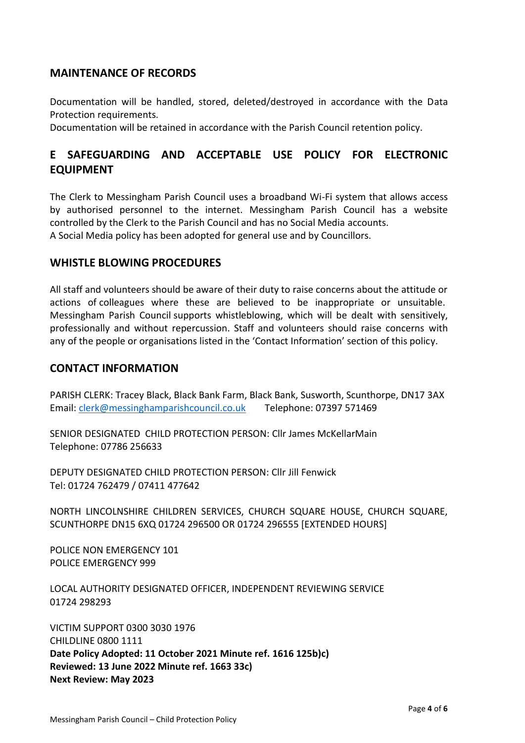## MAINTENANCE OF RECORDS

Documentation will be handled, stored, deleted/destroyed in accordance with the Data Protection requirements.
Documentation will be retained in accordance with the Parish Council retention policy.

## E SAFEGUARDING AND ACCEPTABLE USE POLICY FOR ELECTRONIC EQUIPMENT

The Clerk to Messingham Parish Council uses a broadband Wi-Fi system that allows access by authorised personnel to the internet. Messingham Parish Council has a website controlled by the Clerk to the Parish Council and has no Social Media accounts.
A Social Media policy has been adopted for general use and by Councillors.

## WHISTLE BLOWING PROCEDURES

All staff and volunteers should be aware of their duty to raise concerns about the attitude or actions of colleagues where these are believed to be inappropriate or unsuitable. Messingham Parish Council supports whistleblowing, which will be dealt with sensitively, professionally and without repercussion. Staff and volunteers should raise concerns with any of the people or organisations listed in the 'Contact Information' section of this policy.

## CONTACT INFORMATION

PARISH CLERK: Tracey Black, Black Bank Farm, Black Bank, Susworth, Scunthorpe, DN17 3AX
Email: clerk@messinghamparishcouncil.co.uk Telephone: 07397 571469

SENIOR DESIGNATED CHILD PROTECTION PERSON: Cllr James McKellarMain
Telephone: 07786 256633

DEPUTY DESIGNATED CHILD PROTECTION PERSON: Cllr Jill Fenwick
Tel: 01724 762479 / 07411 477642

NORTH LINCOLNSHIRE CHILDREN SERVICES, CHURCH SQUARE HOUSE, CHURCH SQUARE, SCUNTHORPE DN15 6XQ 01724 296500 OR 01724 296555 [EXTENDED HOURS]

POLICE NON EMERGENCY 101
POLICE EMERGENCY 999

LOCAL AUTHORITY DESIGNATED OFFICER, INDEPENDENT REVIEWING SERVICE
01724 298293

VICTIM SUPPORT 0300 3030 1976
CHILDLINE 0800 1111
**Date Policy Adopted: 11 October 2021 Minute ref. 1616 125b)c)**
**Reviewed: 13 June 2022 Minute ref. 1663 33c)**
**Next Review: May 2023**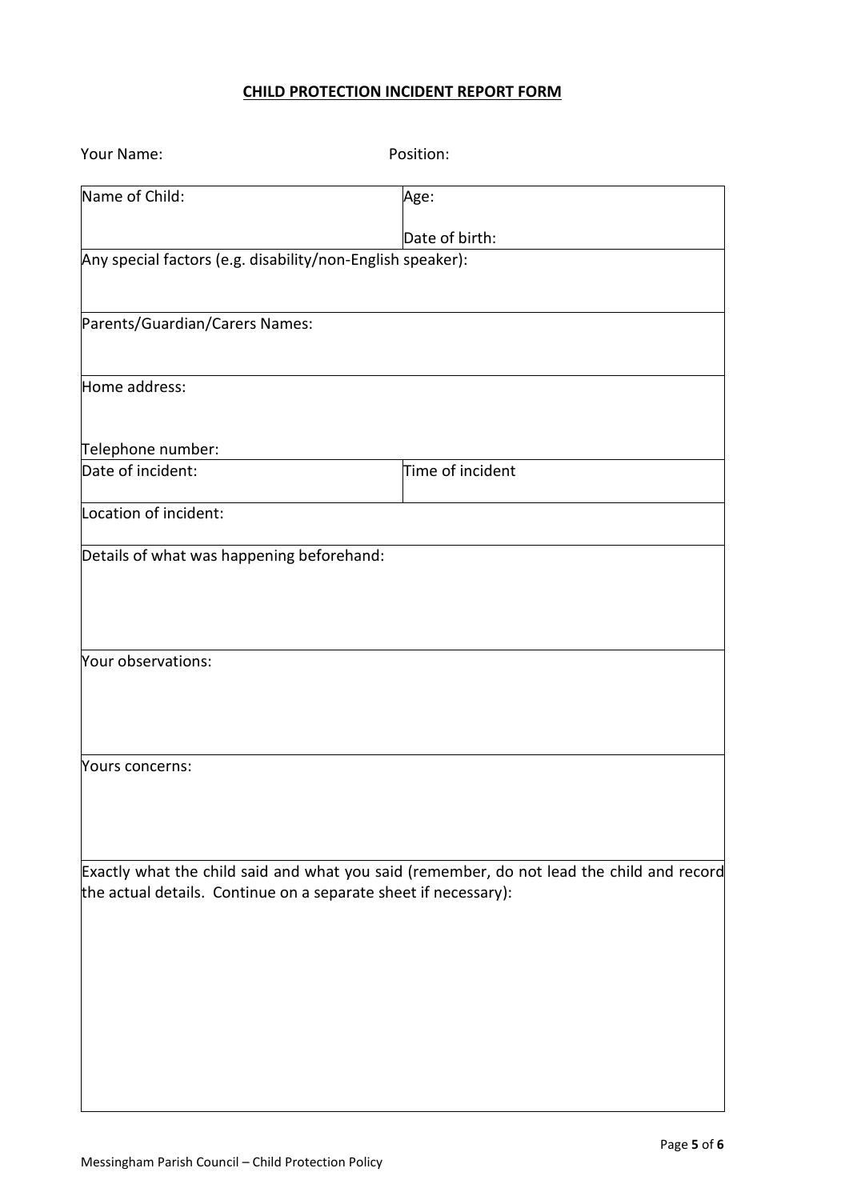**CHILD PROTECTION INCIDENT REPORT FORM**

Your Name: Position:

| Name of Child: | Age:<br><br>Date of birth: |
|---|---|
| Any special factors (e.g. disability/non-English speaker): | |
| Parents/Guardian/Carers Names: | |
| Home address:<br><br>Telephone number: | |
| Date of incident: | Time of incident |
| Location of incident: | |
| Details of what was happening beforehand: | |
| Your observations: | |
| Yours concerns: | |
| Exactly what the child said and what you said (remember, do not lead the child and record the actual details. Continue on a separate sheet if necessary): | |

Messingham Parish Council – Child Protection Policy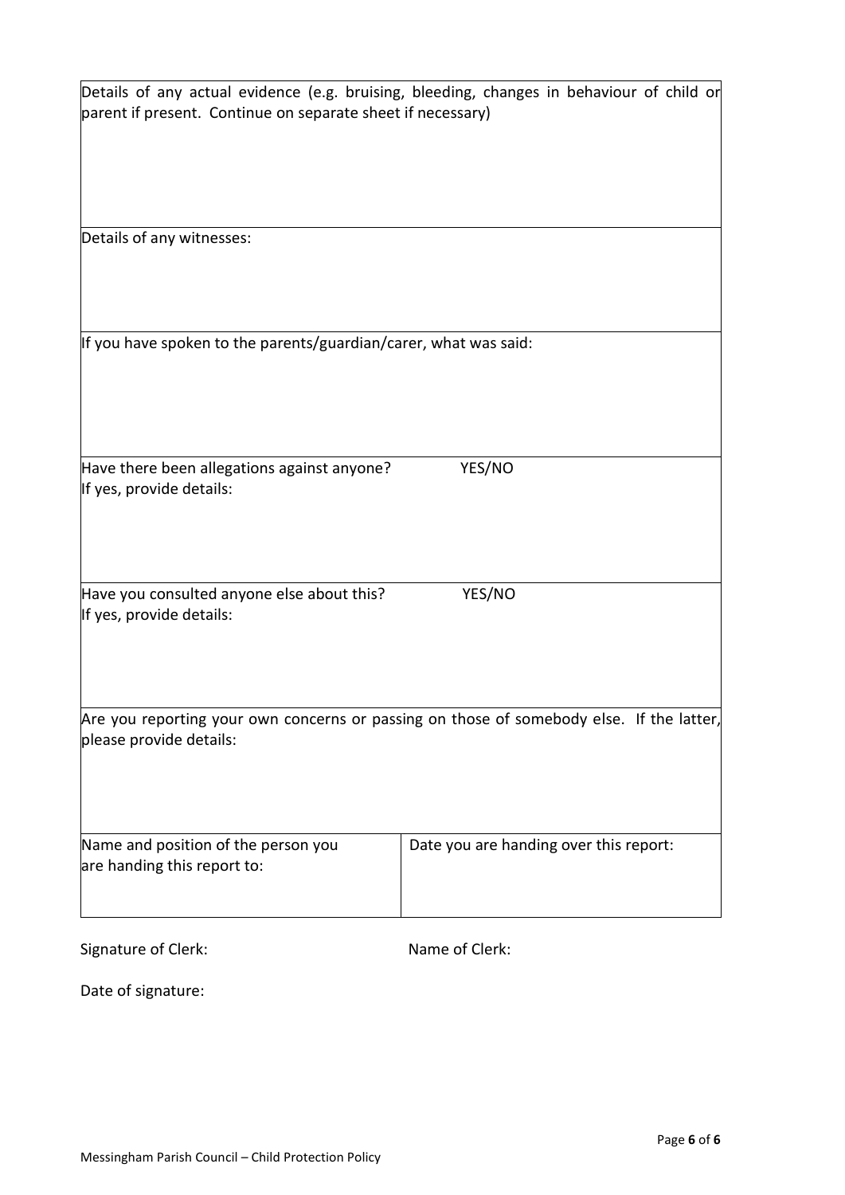| | |
|---|---|
| Details of any actual evidence (e.g. bruising, bleeding, changes in behaviour of child or parent if present. Continue on separate sheet if necessary) | |
| Details of any witnesses: | |
| If you have spoken to the parents/guardian/carer, what was said: | |
| Have there been allegations against anyone? YES/NO<br>If yes, provide details: | |
| Have you consulted anyone else about this? YES/NO<br>If yes, provide details: | |
| Are you reporting your own concerns or passing on those of somebody else. If the latter, please provide details: | |
| Name and position of the person you are handing this report to: | Date you are handing over this report: |

Signature of Clerk: Name of Clerk:

Date of signature: